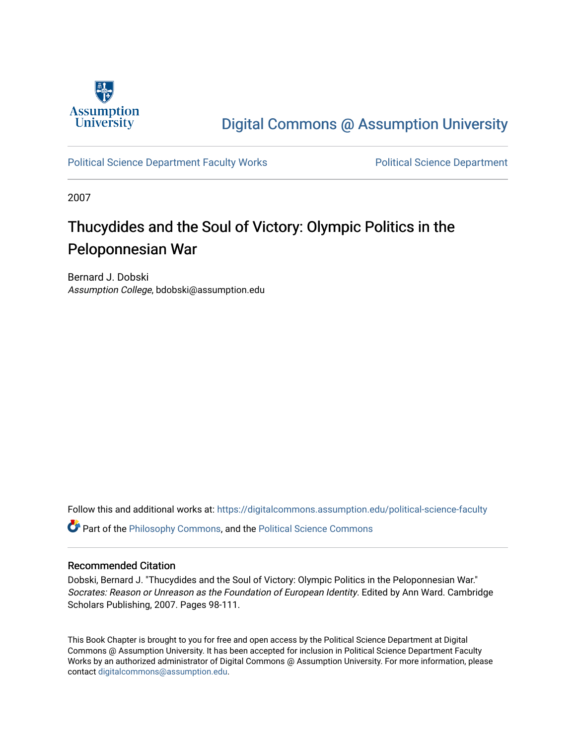Assumption University

[Digital Commons @ Assumption University](https://digitalcommons.assumption.edu)

[Political Science Department Faculty Works](https://digitalcommons.assumption.edu/political-science-faculty) | [Political Science Department](https://digitalcommons.assumption.edu/political-science)

2007

# Thucydides and the Soul of Victory: Olympic Politics in the Peloponnesian War

Bernard J. Dobski
*Assumption College*, bdobski@assumption.edu

Follow this and additional works at: https://digitalcommons.assumption.edu/political-science-faculty

Part of the Philosophy Commons, and the Political Science Commons

## Recommended Citation

Dobski, Bernard J. "Thucydides and the Soul of Victory: Olympic Politics in the Peloponnesian War." *Socrates: Reason or Unreason as the Foundation of European Identity*. Edited by Ann Ward. Cambridge Scholars Publishing, 2007. Pages 98-111.

This Book Chapter is brought to you for free and open access by the Political Science Department at Digital Commons @ Assumption University. It has been accepted for inclusion in Political Science Department Faculty Works by an authorized administrator of Digital Commons @ Assumption University. For more information, please contact digitalcommons@assumption.edu.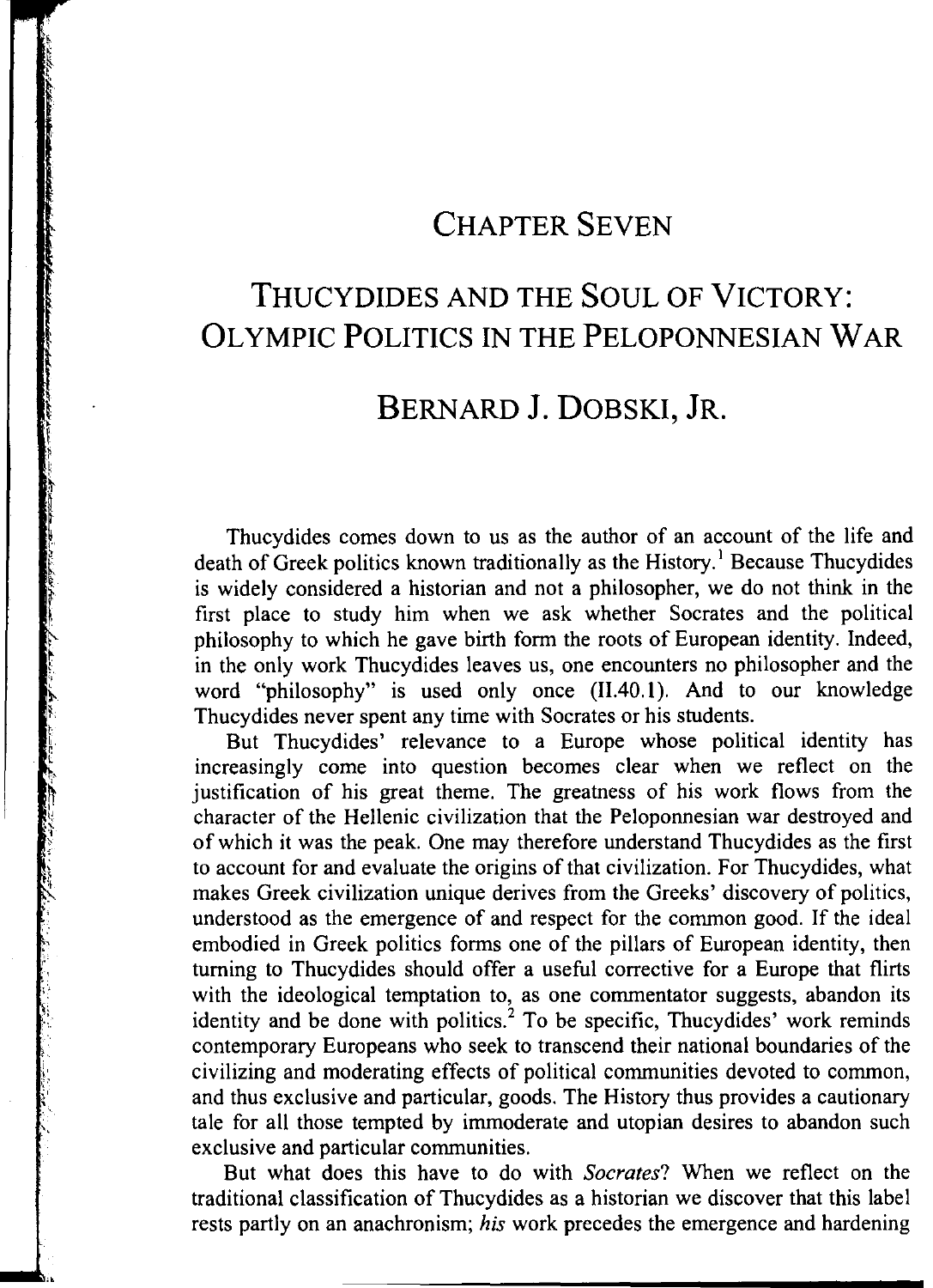# CHAPTER SEVEN

# THUCYDIDES AND THE SOUL OF VICTORY: OLYMPIC POLITICS IN THE PELOPONNESIAN WAR

## BERNARD J. DOBSKI, JR.

Thucydides comes down to us as the author of an account of the life and death of Greek politics known traditionally as the History.[1] Because Thucydides is widely considered a historian and not a philosopher, we do not think in the first place to study him when we ask whether Socrates and the political philosophy to which he gave birth form the roots of European identity. Indeed, in the only work Thucydides leaves us, one encounters no philosopher and the word "philosophy" is used only once (II.40.1). And to our knowledge Thucydides never spent any time with Socrates or his students.

But Thucydides' relevance to a Europe whose political identity has increasingly come into question becomes clear when we reflect on the justification of his great theme. The greatness of his work flows from the character of the Hellenic civilization that the Peloponnesian war destroyed and of which it was the peak. One may therefore understand Thucydides as the first to account for and evaluate the origins of that civilization. For Thucydides, what makes Greek civilization unique derives from the Greeks' discovery of politics, understood as the emergence of and respect for the common good. If the ideal embodied in Greek politics forms one of the pillars of European identity, then turning to Thucydides should offer a useful corrective for a Europe that flirts with the ideological temptation to, as one commentator suggests, abandon its identity and be done with politics.[2] To be specific, Thucydides' work reminds contemporary Europeans who seek to transcend their national boundaries of the civilizing and moderating effects of political communities devoted to common, and thus exclusive and particular, goods. The History thus provides a cautionary tale for all those tempted by immoderate and utopian desires to abandon such exclusive and particular communities.

But what does this have to do with *Socrates*? When we reflect on the traditional classification of Thucydides as a historian we discover that this label rests partly on an anachronism; *his* work precedes the emergence and hardening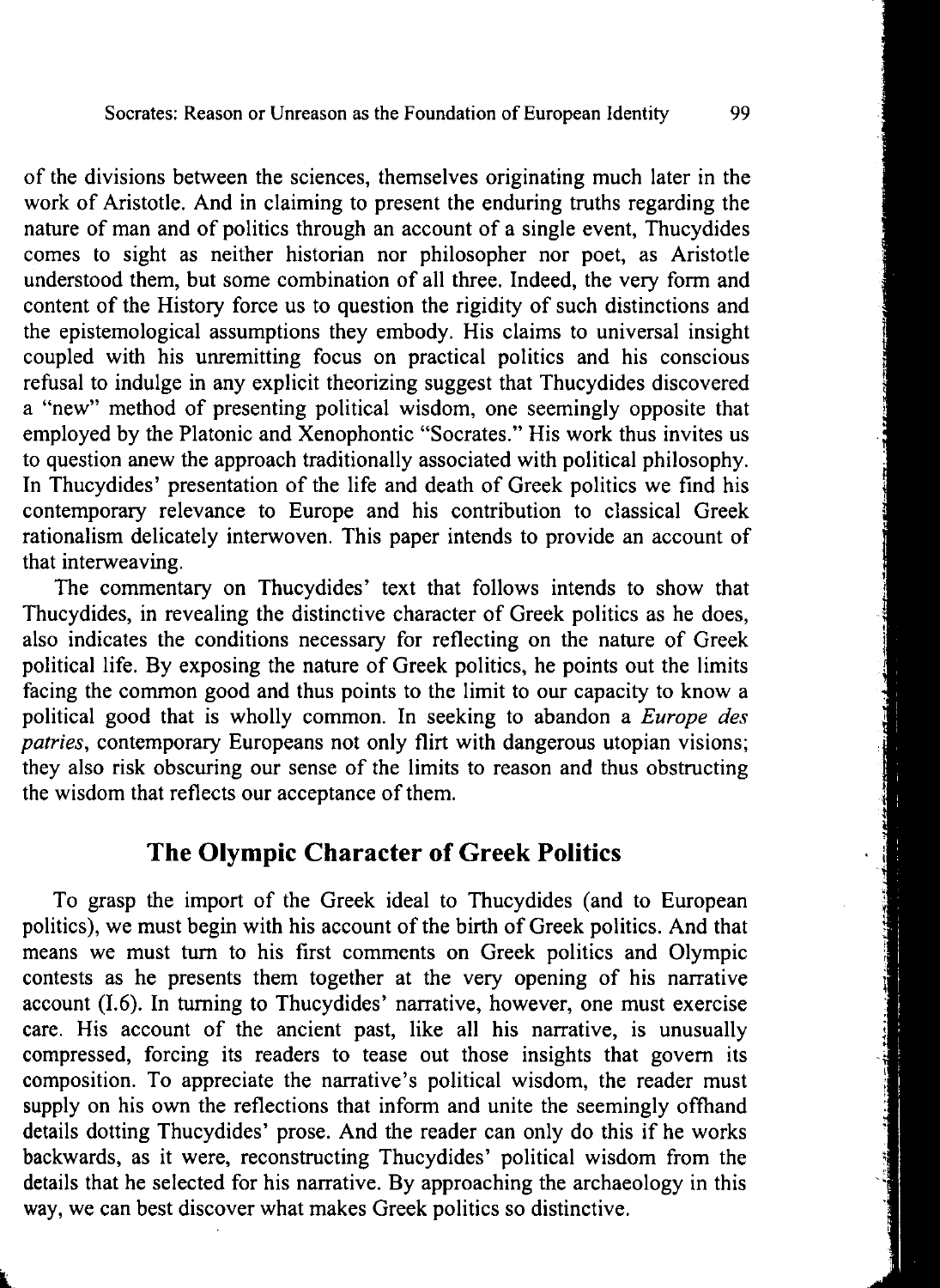of the divisions between the sciences, themselves originating much later in the work of Aristotle. And in claiming to present the enduring truths regarding the nature of man and of politics through an account of a single event, Thucydides comes to sight as neither historian nor philosopher nor poet, as Aristotle understood them, but some combination of all three. Indeed, the very form and content of the History force us to question the rigidity of such distinctions and the epistemological assumptions they embody. His claims to universal insight coupled with his unremitting focus on practical politics and his conscious refusal to indulge in any explicit theorizing suggest that Thucydides discovered a "new" method of presenting political wisdom, one seemingly opposite that employed by the Platonic and Xenophontic "Socrates." His work thus invites us to question anew the approach traditionally associated with political philosophy. In Thucydides' presentation of the life and death of Greek politics we find his contemporary relevance to Europe and his contribution to classical Greek rationalism delicately interwoven. This paper intends to provide an account of that interweaving.

The commentary on Thucydides' text that follows intends to show that Thucydides, in revealing the distinctive character of Greek politics as he does, also indicates the conditions necessary for reflecting on the nature of Greek political life. By exposing the nature of Greek politics, he points out the limits facing the common good and thus points to the limit to our capacity to know a political good that is wholly common. In seeking to abandon a *Europe des patries*, contemporary Europeans not only flirt with dangerous utopian visions; they also risk obscuring our sense of the limits to reason and thus obstructing the wisdom that reflects our acceptance of them.

## The Olympic Character of Greek Politics

To grasp the import of the Greek ideal to Thucydides (and to European politics), we must begin with his account of the birth of Greek politics. And that means we must turn to his first comments on Greek politics and Olympic contests as he presents them together at the very opening of his narrative account (I.6). In turning to Thucydides' narrative, however, one must exercise care. His account of the ancient past, like all his narrative, is unusually compressed, forcing its readers to tease out those insights that govern its composition. To appreciate the narrative's political wisdom, the reader must supply on his own the reflections that inform and unite the seemingly offhand details dotting Thucydides' prose. And the reader can only do this if he works backwards, as it were, reconstructing Thucydides' political wisdom from the details that he selected for his narrative. By approaching the archaeology in this way, we can best discover what makes Greek politics so distinctive.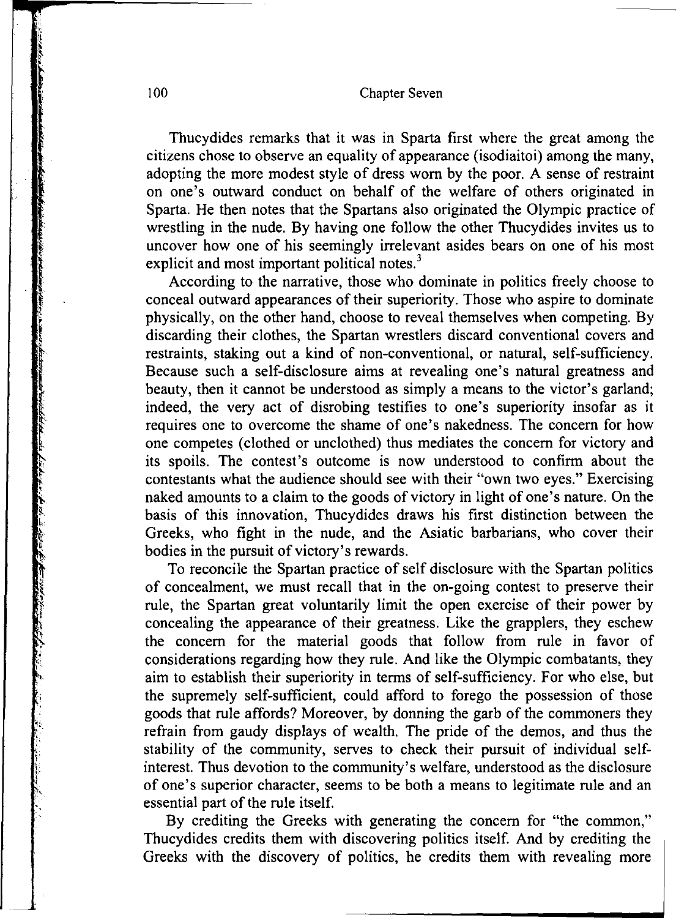Thucydides remarks that it was in Sparta first where the great among the citizens chose to observe an equality of appearance (isodiaitoi) among the many, adopting the more modest style of dress worn by the poor. A sense of restraint on one's outward conduct on behalf of the welfare of others originated in Sparta. He then notes that the Spartans also originated the Olympic practice of wrestling in the nude. By having one follow the other Thucydides invites us to uncover how one of his seemingly irrelevant asides bears on one of his most explicit and most important political notes.[3]

According to the narrative, those who dominate in politics freely choose to conceal outward appearances of their superiority. Those who aspire to dominate physically, on the other hand, choose to reveal themselves when competing. By discarding their clothes, the Spartan wrestlers discard conventional covers and restraints, staking out a kind of non-conventional, or natural, self-sufficiency. Because such a self-disclosure aims at revealing one's natural greatness and beauty, then it cannot be understood as simply a means to the victor's garland; indeed, the very act of disrobing testifies to one's superiority insofar as it requires one to overcome the shame of one's nakedness. The concern for how one competes (clothed or unclothed) thus mediates the concern for victory and its spoils. The contest's outcome is now understood to confirm about the contestants what the audience should see with their "own two eyes." Exercising naked amounts to a claim to the goods of victory in light of one's nature. On the basis of this innovation, Thucydides draws his first distinction between the Greeks, who fight in the nude, and the Asiatic barbarians, who cover their bodies in the pursuit of victory's rewards.

To reconcile the Spartan practice of self disclosure with the Spartan politics of concealment, we must recall that in the on-going contest to preserve their rule, the Spartan great voluntarily limit the open exercise of their power by concealing the appearance of their greatness. Like the grapplers, they eschew the concern for the material goods that follow from rule in favor of considerations regarding how they rule. And like the Olympic combatants, they aim to establish their superiority in terms of self-sufficiency. For who else, but the supremely self-sufficient, could afford to forego the possession of those goods that rule affords? Moreover, by donning the garb of the commoners they refrain from gaudy displays of wealth. The pride of the demos, and thus the stability of the community, serves to check their pursuit of individual self-interest. Thus devotion to the community's welfare, understood as the disclosure of one's superior character, seems to be both a means to legitimate rule and an essential part of the rule itself.

By crediting the Greeks with generating the concern for "the common," Thucydides credits them with discovering politics itself. And by crediting the Greeks with the discovery of politics, he credits them with revealing more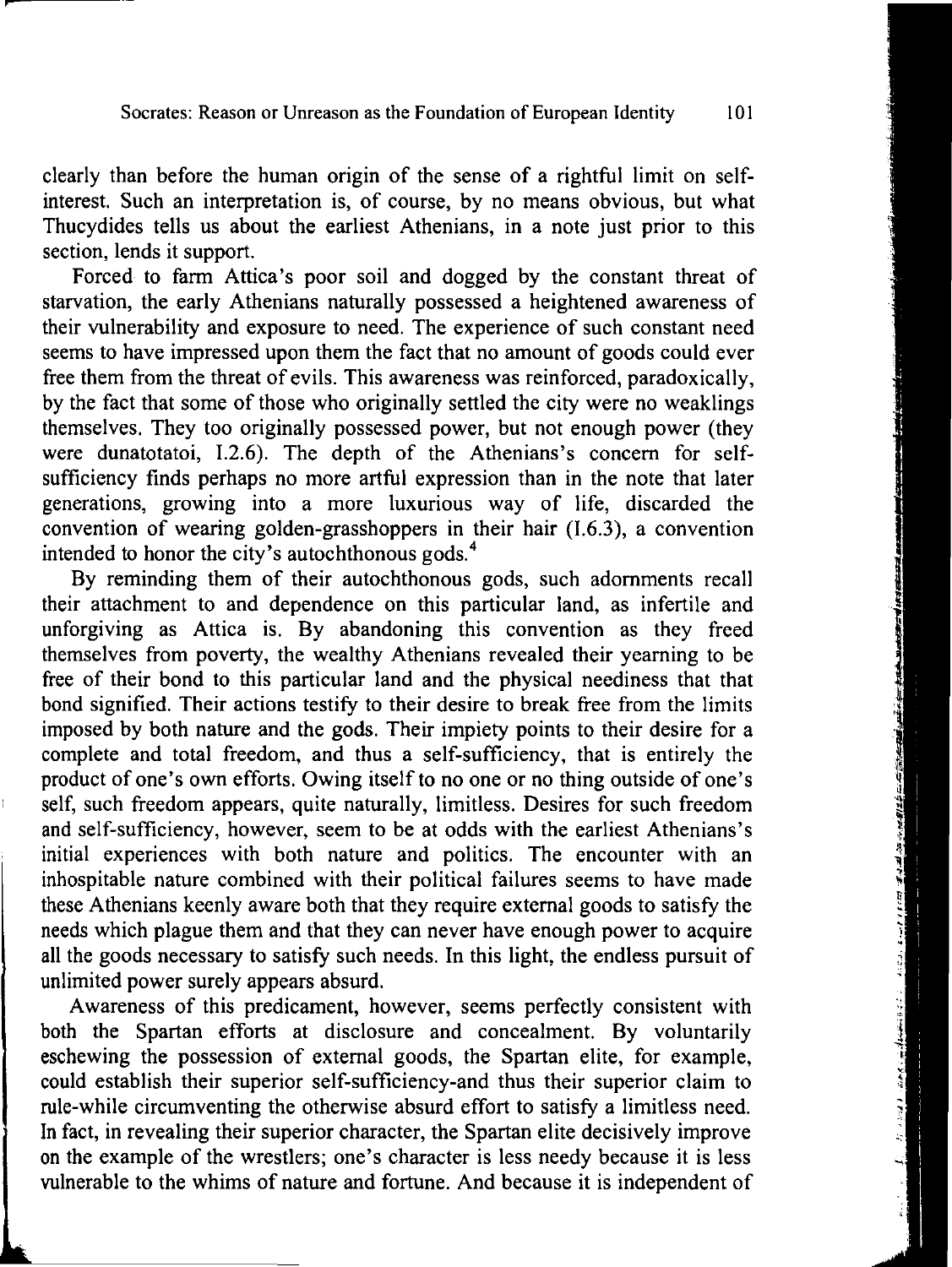clearly than before the human origin of the sense of a rightful limit on self-interest. Such an interpretation is, of course, by no means obvious, but what Thucydides tells us about the earliest Athenians, in a note just prior to this section, lends it support.

Forced to farm Attica's poor soil and dogged by the constant threat of starvation, the early Athenians naturally possessed a heightened awareness of their vulnerability and exposure to need. The experience of such constant need seems to have impressed upon them the fact that no amount of goods could ever free them from the threat of evils. This awareness was reinforced, paradoxically, by the fact that some of those who originally settled the city were no weaklings themselves. They too originally possessed power, but not enough power (they were dunatotatoi, I.2.6). The depth of the Athenians's concern for self-sufficiency finds perhaps no more artful expression than in the note that later generations, growing into a more luxurious way of life, discarded the convention of wearing golden-grasshoppers in their hair (I.6.3), a convention intended to honor the city's autochthonous gods.[4]

By reminding them of their autochthonous gods, such adornments recall their attachment to and dependence on this particular land, as infertile and unforgiving as Attica is. By abandoning this convention as they freed themselves from poverty, the wealthy Athenians revealed their yearning to be free of their bond to this particular land and the physical neediness that that bond signified. Their actions testify to their desire to break free from the limits imposed by both nature and the gods. Their impiety points to their desire for a complete and total freedom, and thus a self-sufficiency, that is entirely the product of one's own efforts. Owing itself to no one or no thing outside of one's self, such freedom appears, quite naturally, limitless. Desires for such freedom and self-sufficiency, however, seem to be at odds with the earliest Athenians's initial experiences with both nature and politics. The encounter with an inhospitable nature combined with their political failures seems to have made these Athenians keenly aware both that they require external goods to satisfy the needs which plague them and that they can never have enough power to acquire all the goods necessary to satisfy such needs. In this light, the endless pursuit of unlimited power surely appears absurd.

Awareness of this predicament, however, seems perfectly consistent with both the Spartan efforts at disclosure and concealment. By voluntarily eschewing the possession of external goods, the Spartan elite, for example, could establish their superior self-sufficiency-and thus their superior claim to rule-while circumventing the otherwise absurd effort to satisfy a limitless need. In fact, in revealing their superior character, the Spartan elite decisively improve on the example of the wrestlers; one's character is less needy because it is less vulnerable to the whims of nature and fortune. And because it is independent of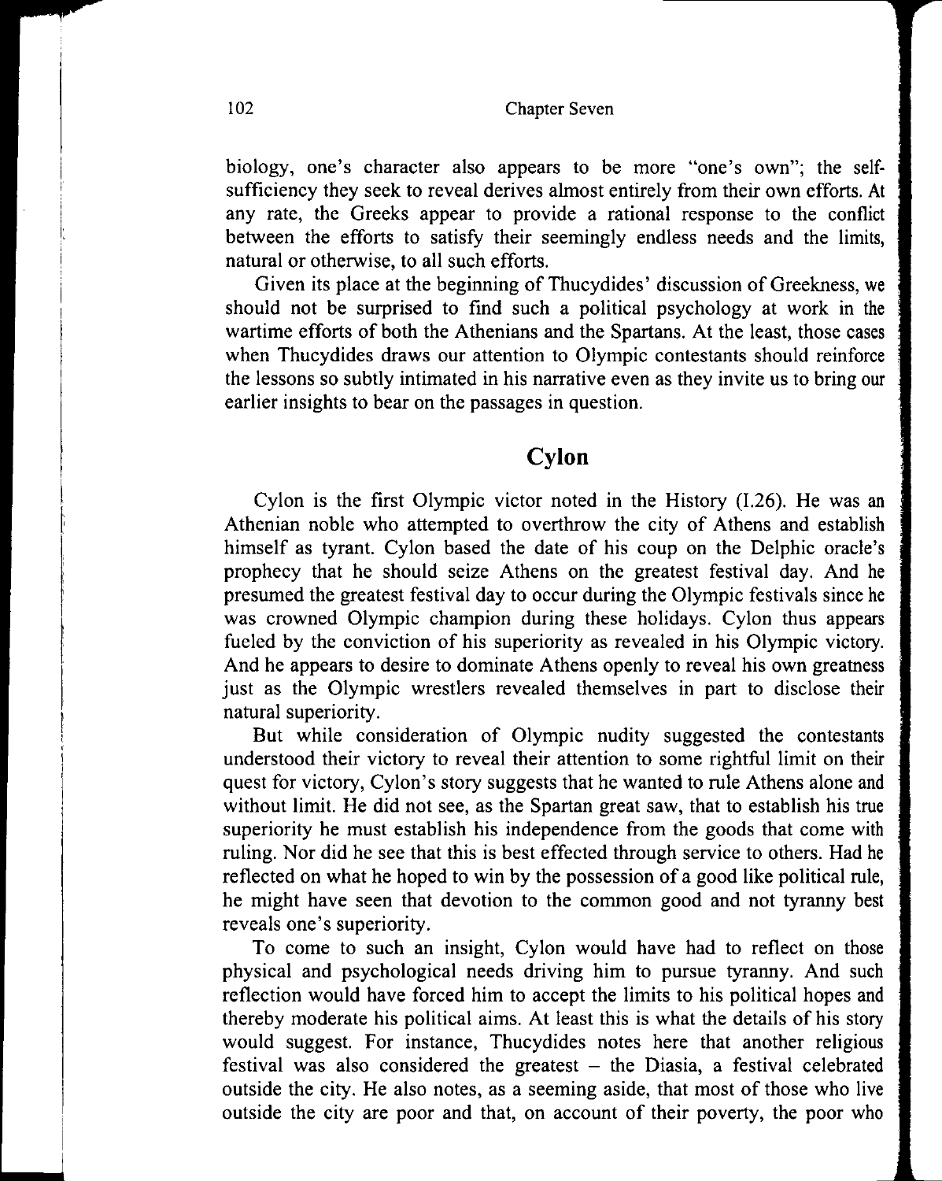biology, one's character also appears to be more "one's own"; the self-sufficiency they seek to reveal derives almost entirely from their own efforts. At any rate, the Greeks appear to provide a rational response to the conflict between the efforts to satisfy their seemingly endless needs and the limits, natural or otherwise, to all such efforts.

Given its place at the beginning of Thucydides' discussion of Greekness, we should not be surprised to find such a political psychology at work in the wartime efforts of both the Athenians and the Spartans. At the least, those cases when Thucydides draws our attention to Olympic contestants should reinforce the lessons so subtly intimated in his narrative even as they invite us to bring our earlier insights to bear on the passages in question.

## Cylon

Cylon is the first Olympic victor noted in the History (I.26). He was an Athenian noble who attempted to overthrow the city of Athens and establish himself as tyrant. Cylon based the date of his coup on the Delphic oracle's prophecy that he should seize Athens on the greatest festival day. And he presumed the greatest festival day to occur during the Olympic festivals since he was crowned Olympic champion during these holidays. Cylon thus appears fueled by the conviction of his superiority as revealed in his Olympic victory. And he appears to desire to dominate Athens openly to reveal his own greatness just as the Olympic wrestlers revealed themselves in part to disclose their natural superiority.

But while consideration of Olympic nudity suggested the contestants understood their victory to reveal their attention to some rightful limit on their quest for victory, Cylon's story suggests that he wanted to rule Athens alone and without limit. He did not see, as the Spartan great saw, that to establish his true superiority he must establish his independence from the goods that come with ruling. Nor did he see that this is best effected through service to others. Had he reflected on what he hoped to win by the possession of a good like political rule, he might have seen that devotion to the common good and not tyranny best reveals one's superiority.

To come to such an insight, Cylon would have had to reflect on those physical and psychological needs driving him to pursue tyranny. And such reflection would have forced him to accept the limits to his political hopes and thereby moderate his political aims. At least this is what the details of his story would suggest. For instance, Thucydides notes here that another religious festival was also considered the greatest – the Diasia, a festival celebrated outside the city. He also notes, as a seeming aside, that most of those who live outside the city are poor and that, on account of their poverty, the poor who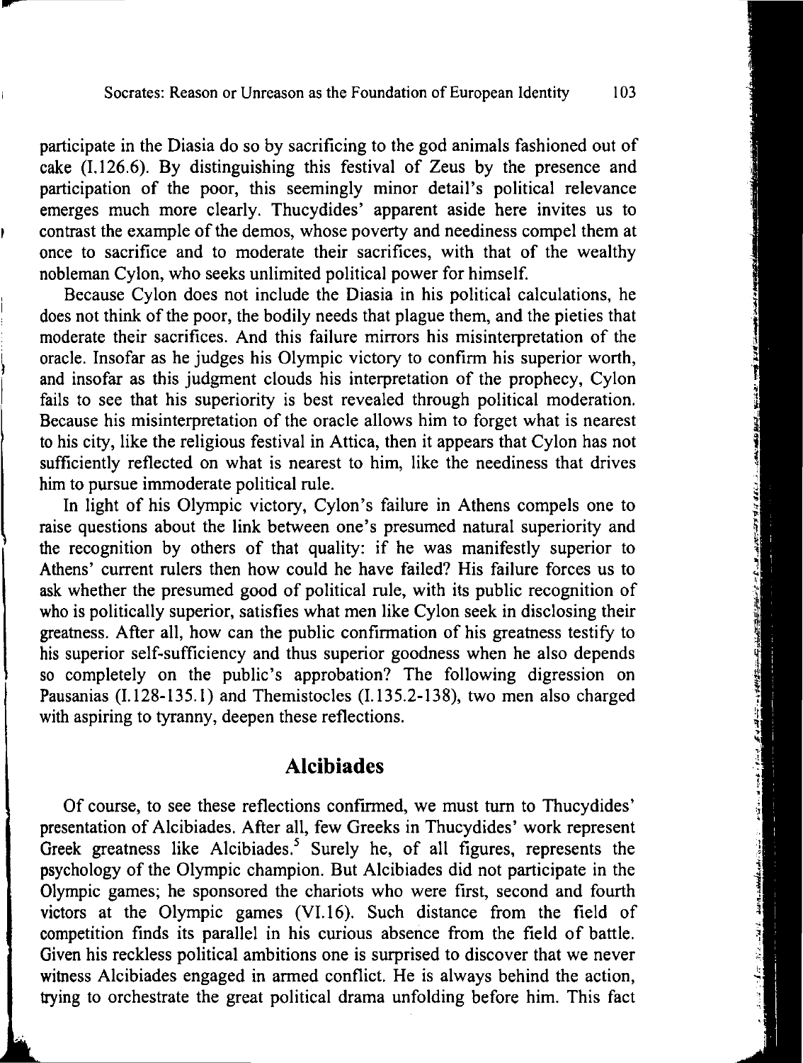participate in the Diasia do so by sacrificing to the god animals fashioned out of cake (I.126.6). By distinguishing this festival of Zeus by the presence and participation of the poor, this seemingly minor detail's political relevance emerges much more clearly. Thucydides' apparent aside here invites us to contrast the example of the demos, whose poverty and neediness compel them at once to sacrifice and to moderate their sacrifices, with that of the wealthy nobleman Cylon, who seeks unlimited political power for himself.

Because Cylon does not include the Diasia in his political calculations, he does not think of the poor, the bodily needs that plague them, and the pieties that moderate their sacrifices. And this failure mirrors his misinterpretation of the oracle. Insofar as he judges his Olympic victory to confirm his superior worth, and insofar as this judgment clouds his interpretation of the prophecy, Cylon fails to see that his superiority is best revealed through political moderation. Because his misinterpretation of the oracle allows him to forget what is nearest to his city, like the religious festival in Attica, then it appears that Cylon has not sufficiently reflected on what is nearest to him, like the neediness that drives him to pursue immoderate political rule.

In light of his Olympic victory, Cylon's failure in Athens compels one to raise questions about the link between one's presumed natural superiority and the recognition by others of that quality: if he was manifestly superior to Athens' current rulers then how could he have failed? His failure forces us to ask whether the presumed good of political rule, with its public recognition of who is politically superior, satisfies what men like Cylon seek in disclosing their greatness. After all, how can the public confirmation of his greatness testify to his superior self-sufficiency and thus superior goodness when he also depends so completely on the public's approbation? The following digression on Pausanias (I.128-135.1) and Themistocles (I.135.2-138), two men also charged with aspiring to tyranny, deepen these reflections.

## Alcibiades

Of course, to see these reflections confirmed, we must turn to Thucydides' presentation of Alcibiades. After all, few Greeks in Thucydides' work represent Greek greatness like Alcibiades.[5] Surely he, of all figures, represents the psychology of the Olympic champion. But Alcibiades did not participate in the Olympic games; he sponsored the chariots who were first, second and fourth victors at the Olympic games (VI.16). Such distance from the field of competition finds its parallel in his curious absence from the field of battle. Given his reckless political ambitions one is surprised to discover that we never witness Alcibiades engaged in armed conflict. He is always behind the action, trying to orchestrate the great political drama unfolding before him. This fact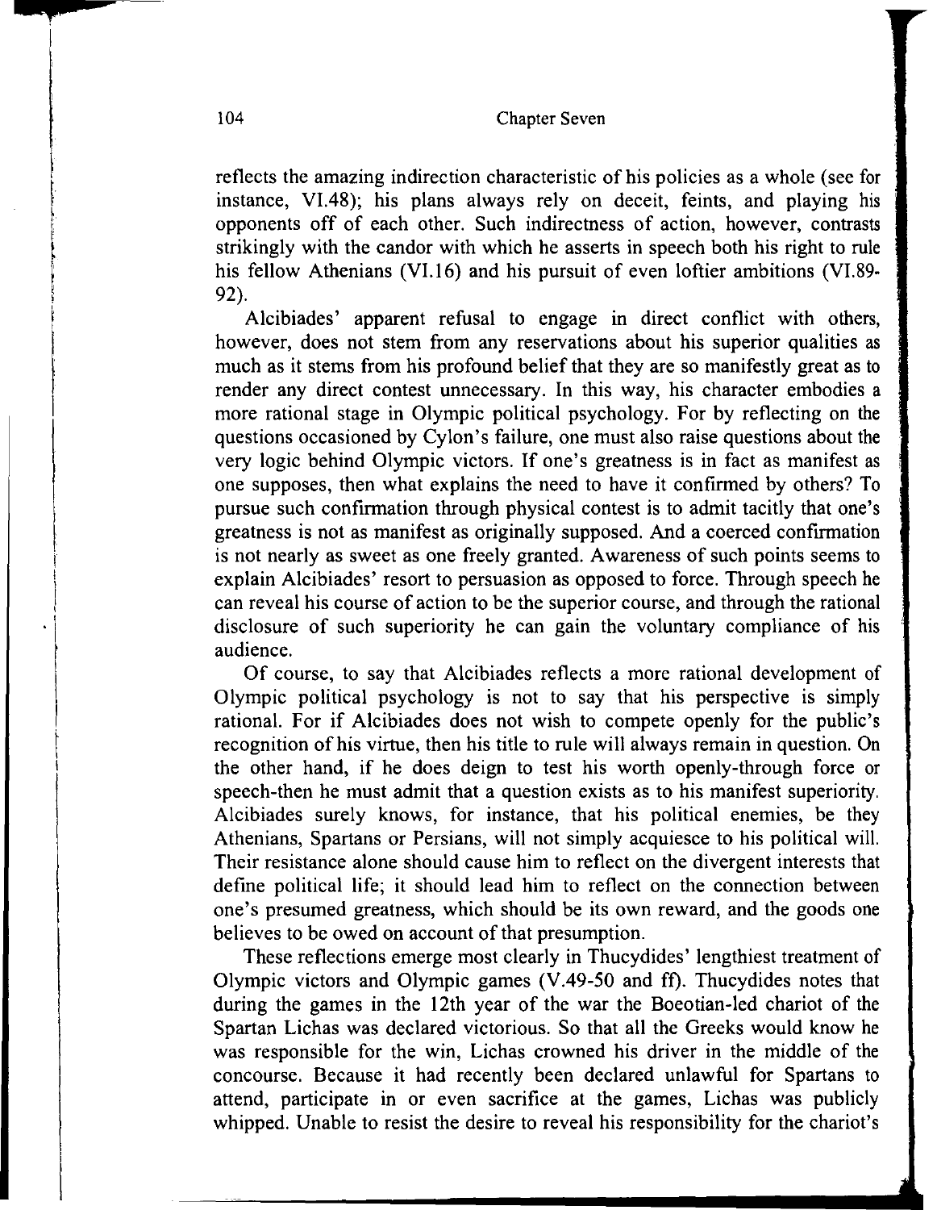reflects the amazing indirection characteristic of his policies as a whole (see for instance, VI.48); his plans always rely on deceit, feints, and playing his opponents off of each other. Such indirectness of action, however, contrasts strikingly with the candor with which he asserts in speech both his right to rule his fellow Athenians (VI.16) and his pursuit of even loftier ambitions (VI.89-92).

Alcibiades' apparent refusal to engage in direct conflict with others, however, does not stem from any reservations about his superior qualities as much as it stems from his profound belief that they are so manifestly great as to render any direct contest unnecessary. In this way, his character embodies a more rational stage in Olympic political psychology. For by reflecting on the questions occasioned by Cylon's failure, one must also raise questions about the very logic behind Olympic victors. If one's greatness is in fact as manifest as one supposes, then what explains the need to have it confirmed by others? To pursue such confirmation through physical contest is to admit tacitly that one's greatness is not as manifest as originally supposed. And a coerced confirmation is not nearly as sweet as one freely granted. Awareness of such points seems to explain Alcibiades' resort to persuasion as opposed to force. Through speech he can reveal his course of action to be the superior course, and through the rational disclosure of such superiority he can gain the voluntary compliance of his audience.

Of course, to say that Alcibiades reflects a more rational development of Olympic political psychology is not to say that his perspective is simply rational. For if Alcibiades does not wish to compete openly for the public's recognition of his virtue, then his title to rule will always remain in question. On the other hand, if he does deign to test his worth openly-through force or speech-then he must admit that a question exists as to his manifest superiority. Alcibiades surely knows, for instance, that his political enemies, be they Athenians, Spartans or Persians, will not simply acquiesce to his political will. Their resistance alone should cause him to reflect on the divergent interests that define political life; it should lead him to reflect on the connection between one's presumed greatness, which should be its own reward, and the goods one believes to be owed on account of that presumption.

These reflections emerge most clearly in Thucydides' lengthiest treatment of Olympic victors and Olympic games (V.49-50 and ff). Thucydides notes that during the games in the 12th year of the war the Boeotian-led chariot of the Spartan Lichas was declared victorious. So that all the Greeks would know he was responsible for the win, Lichas crowned his driver in the middle of the concourse. Because it had recently been declared unlawful for Spartans to attend, participate in or even sacrifice at the games, Lichas was publicly whipped. Unable to resist the desire to reveal his responsibility for the chariot's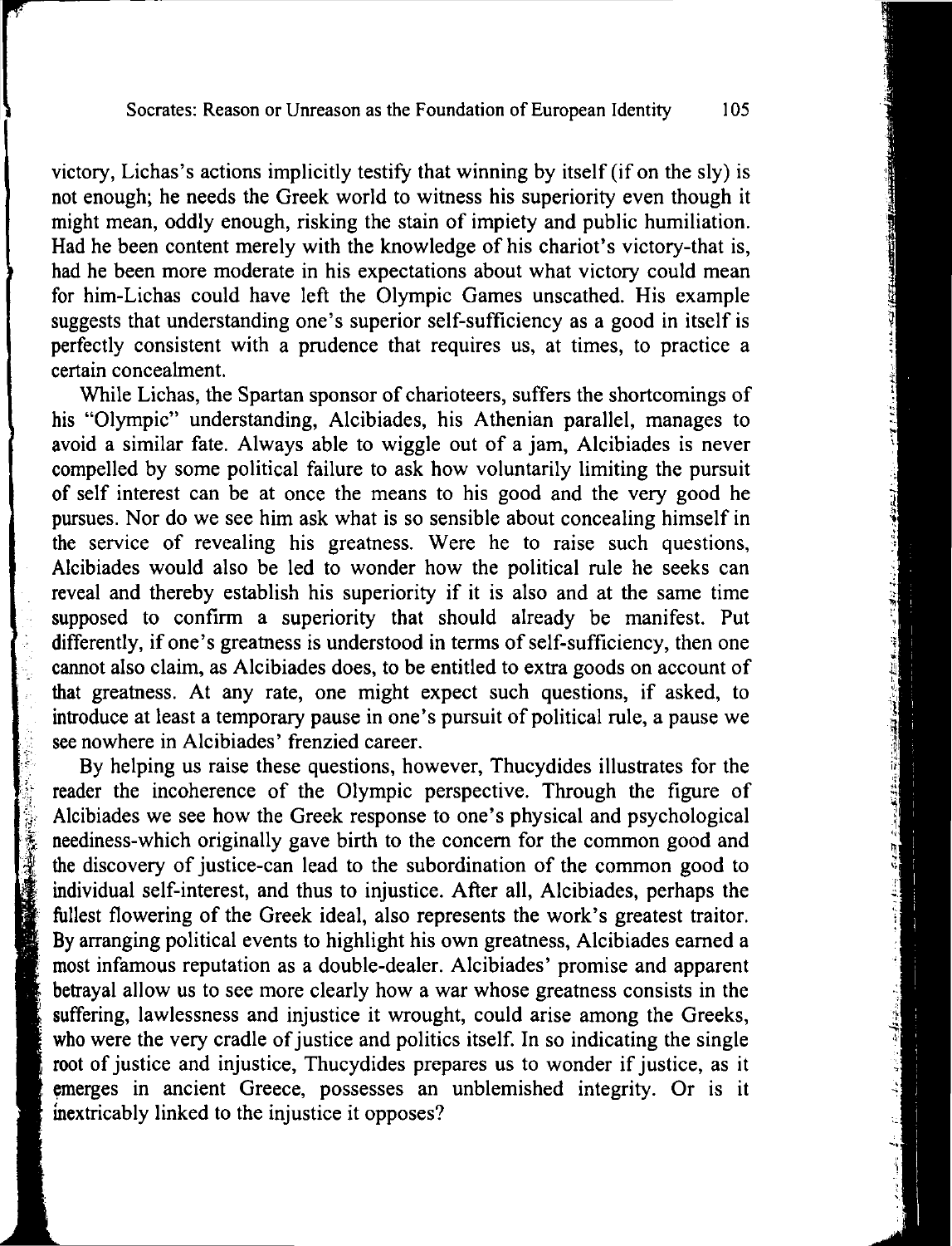victory, Lichas's actions implicitly testify that winning by itself (if on the sly) is not enough; he needs the Greek world to witness his superiority even though it might mean, oddly enough, risking the stain of impiety and public humiliation. Had he been content merely with the knowledge of his chariot's victory-that is, had he been more moderate in his expectations about what victory could mean for him-Lichas could have left the Olympic Games unscathed. His example suggests that understanding one's superior self-sufficiency as a good in itself is perfectly consistent with a prudence that requires us, at times, to practice a certain concealment.

While Lichas, the Spartan sponsor of charioteers, suffers the shortcomings of his "Olympic" understanding, Alcibiades, his Athenian parallel, manages to avoid a similar fate. Always able to wiggle out of a jam, Alcibiades is never compelled by some political failure to ask how voluntarily limiting the pursuit of self interest can be at once the means to his good and the very good he pursues. Nor do we see him ask what is so sensible about concealing himself in the service of revealing his greatness. Were he to raise such questions, Alcibiades would also be led to wonder how the political rule he seeks can reveal and thereby establish his superiority if it is also and at the same time supposed to confirm a superiority that should already be manifest. Put differently, if one's greatness is understood in terms of self-sufficiency, then one cannot also claim, as Alcibiades does, to be entitled to extra goods on account of that greatness. At any rate, one might expect such questions, if asked, to introduce at least a temporary pause in one's pursuit of political rule, a pause we see nowhere in Alcibiades' frenzied career.

By helping us raise these questions, however, Thucydides illustrates for the reader the incoherence of the Olympic perspective. Through the figure of Alcibiades we see how the Greek response to one's physical and psychological neediness-which originally gave birth to the concern for the common good and the discovery of justice-can lead to the subordination of the common good to individual self-interest, and thus to injustice. After all, Alcibiades, perhaps the fullest flowering of the Greek ideal, also represents the work's greatest traitor. By arranging political events to highlight his own greatness, Alcibiades earned a most infamous reputation as a double-dealer. Alcibiades' promise and apparent betrayal allow us to see more clearly how a war whose greatness consists in the suffering, lawlessness and injustice it wrought, could arise among the Greeks, who were the very cradle of justice and politics itself. In so indicating the single root of justice and injustice, Thucydides prepares us to wonder if justice, as it emerges in ancient Greece, possesses an unblemished integrity. Or is it inextricably linked to the injustice it opposes?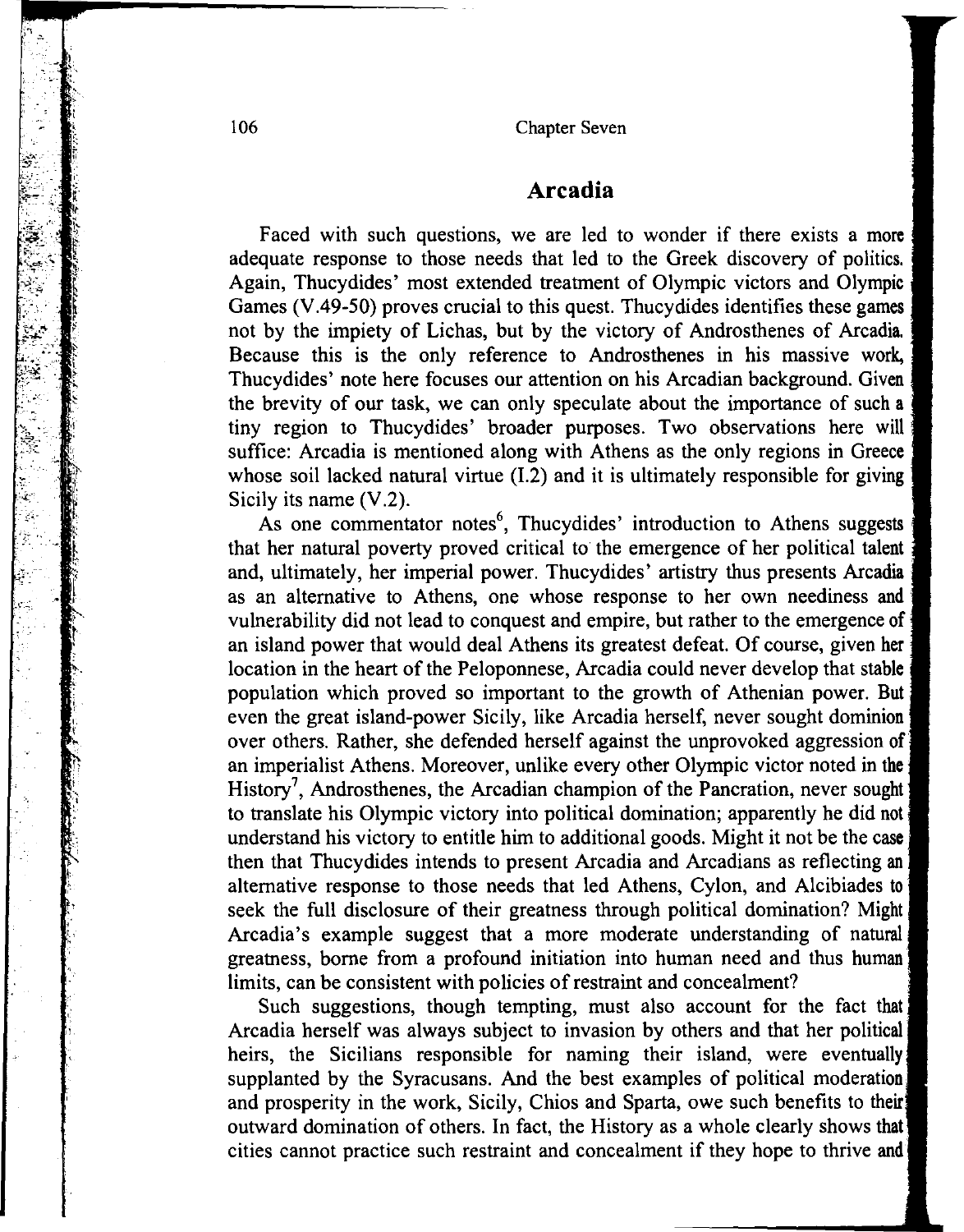## Arcadia

Faced with such questions, we are led to wonder if there exists a more adequate response to those needs that led to the Greek discovery of politics. Again, Thucydides' most extended treatment of Olympic victors and Olympic Games (V.49-50) proves crucial to this quest. Thucydides identifies these games not by the impiety of Lichas, but by the victory of Androsthenes of Arcadia. Because this is the only reference to Androsthenes in his massive work, Thucydides' note here focuses our attention on his Arcadian background. Given the brevity of our task, we can only speculate about the importance of such a tiny region to Thucydides' broader purposes. Two observations here will suffice: Arcadia is mentioned along with Athens as the only regions in Greece whose soil lacked natural virtue (I.2) and it is ultimately responsible for giving Sicily its name (V.2).

As one commentator notes[6], Thucydides' introduction to Athens suggests that her natural poverty proved critical to the emergence of her political talent and, ultimately, her imperial power. Thucydides' artistry thus presents Arcadia as an alternative to Athens, one whose response to her own neediness and vulnerability did not lead to conquest and empire, but rather to the emergence of an island power that would deal Athens its greatest defeat. Of course, given her location in the heart of the Peloponnese, Arcadia could never develop that stable population which proved so important to the growth of Athenian power. But even the great island-power Sicily, like Arcadia herself, never sought dominion over others. Rather, she defended herself against the unprovoked aggression of an imperialist Athens. Moreover, unlike every other Olympic victor noted in the History[7], Androsthenes, the Arcadian champion of the Pancration, never sought to translate his Olympic victory into political domination; apparently he did not understand his victory to entitle him to additional goods. Might it not be the case then that Thucydides intends to present Arcadia and Arcadians as reflecting an alternative response to those needs that led Athens, Cylon, and Alcibiades to seek the full disclosure of their greatness through political domination? Might Arcadia's example suggest that a more moderate understanding of natural greatness, borne from a profound initiation into human need and thus human limits, can be consistent with policies of restraint and concealment?

Such suggestions, though tempting, must also account for the fact that Arcadia herself was always subject to invasion by others and that her political heirs, the Sicilians responsible for naming their island, were eventually supplanted by the Syracusans. And the best examples of political moderation and prosperity in the work, Sicily, Chios and Sparta, owe such benefits to their outward domination of others. In fact, the History as a whole clearly shows that cities cannot practice such restraint and concealment if they hope to thrive and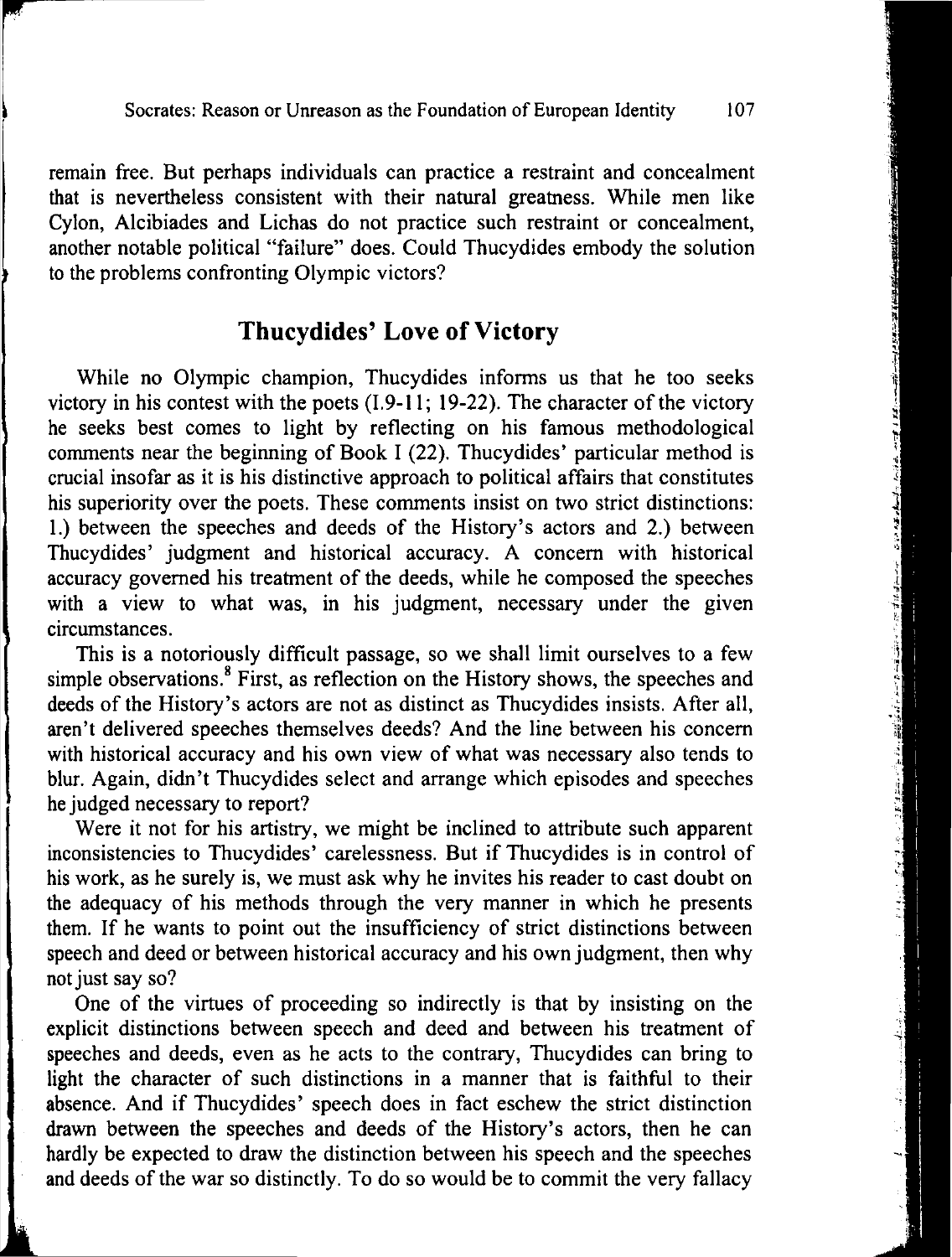remain free. But perhaps individuals can practice a restraint and concealment that is nevertheless consistent with their natural greatness. While men like Cylon, Alcibiades and Lichas do not practice such restraint or concealment, another notable political "failure" does. Could Thucydides embody the solution to the problems confronting Olympic victors?

## Thucydides' Love of Victory

While no Olympic champion, Thucydides informs us that he too seeks victory in his contest with the poets (I.9-11; 19-22). The character of the victory he seeks best comes to light by reflecting on his famous methodological comments near the beginning of Book I (22). Thucydides' particular method is crucial insofar as it is his distinctive approach to political affairs that constitutes his superiority over the poets. These comments insist on two strict distinctions: 1.) between the speeches and deeds of the History's actors and 2.) between Thucydides' judgment and historical accuracy. A concern with historical accuracy governed his treatment of the deeds, while he composed the speeches with a view to what was, in his judgment, necessary under the given circumstances.

This is a notoriously difficult passage, so we shall limit ourselves to a few simple observations.[8] First, as reflection on the History shows, the speeches and deeds of the History's actors are not as distinct as Thucydides insists. After all, aren't delivered speeches themselves deeds? And the line between his concern with historical accuracy and his own view of what was necessary also tends to blur. Again, didn't Thucydides select and arrange which episodes and speeches he judged necessary to report?

Were it not for his artistry, we might be inclined to attribute such apparent inconsistencies to Thucydides' carelessness. But if Thucydides is in control of his work, as he surely is, we must ask why he invites his reader to cast doubt on the adequacy of his methods through the very manner in which he presents them. If he wants to point out the insufficiency of strict distinctions between speech and deed or between historical accuracy and his own judgment, then why not just say so?

One of the virtues of proceeding so indirectly is that by insisting on the explicit distinctions between speech and deed and between his treatment of speeches and deeds, even as he acts to the contrary, Thucydides can bring to light the character of such distinctions in a manner that is faithful to their absence. And if Thucydides' speech does in fact eschew the strict distinction drawn between the speeches and deeds of the History's actors, then he can hardly be expected to draw the distinction between his speech and the speeches and deeds of the war so distinctly. To do so would be to commit the very fallacy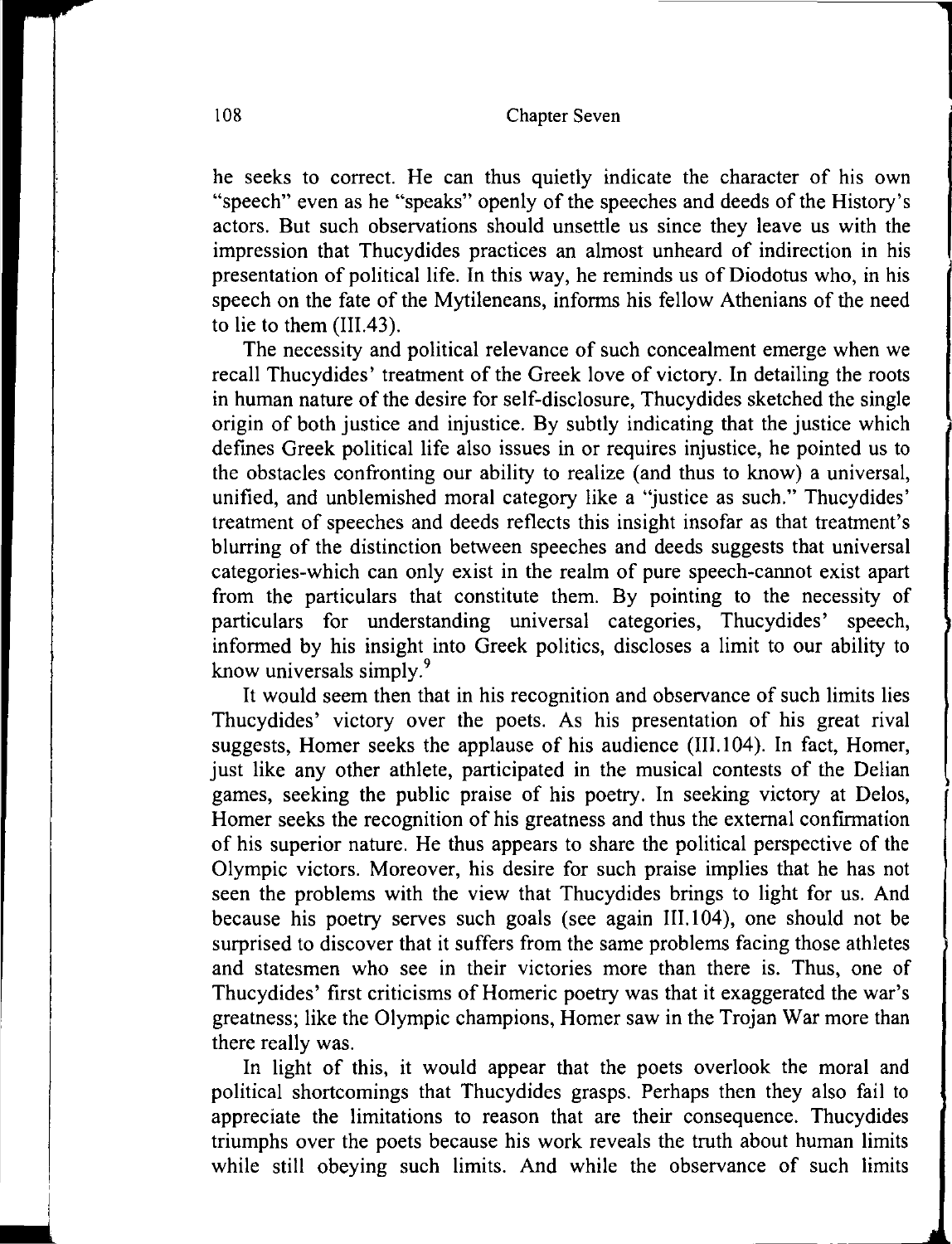he seeks to correct. He can thus quietly indicate the character of his own "speech" even as he "speaks" openly of the speeches and deeds of the History's actors. But such observations should unsettle us since they leave us with the impression that Thucydides practices an almost unheard of indirection in his presentation of political life. In this way, he reminds us of Diodotus who, in his speech on the fate of the Mytileneans, informs his fellow Athenians of the need to lie to them (III.43).

The necessity and political relevance of such concealment emerge when we recall Thucydides' treatment of the Greek love of victory. In detailing the roots in human nature of the desire for self-disclosure, Thucydides sketched the single origin of both justice and injustice. By subtly indicating that the justice which defines Greek political life also issues in or requires injustice, he pointed us to the obstacles confronting our ability to realize (and thus to know) a universal, unified, and unblemished moral category like a "justice as such." Thucydides' treatment of speeches and deeds reflects this insight insofar as that treatment's blurring of the distinction between speeches and deeds suggests that universal categories-which can only exist in the realm of pure speech-cannot exist apart from the particulars that constitute them. By pointing to the necessity of particulars for understanding universal categories, Thucydides' speech, informed by his insight into Greek politics, discloses a limit to our ability to know universals simply.[9]

It would seem then that in his recognition and observance of such limits lies Thucydides' victory over the poets. As his presentation of his great rival suggests, Homer seeks the applause of his audience (III.104). In fact, Homer, just like any other athlete, participated in the musical contests of the Delian games, seeking the public praise of his poetry. In seeking victory at Delos, Homer seeks the recognition of his greatness and thus the external confirmation of his superior nature. He thus appears to share the political perspective of the Olympic victors. Moreover, his desire for such praise implies that he has not seen the problems with the view that Thucydides brings to light for us. And because his poetry serves such goals (see again III.104), one should not be surprised to discover that it suffers from the same problems facing those athletes and statesmen who see in their victories more than there is. Thus, one of Thucydides' first criticisms of Homeric poetry was that it exaggerated the war's greatness; like the Olympic champions, Homer saw in the Trojan War more than there really was.

In light of this, it would appear that the poets overlook the moral and political shortcomings that Thucydides grasps. Perhaps then they also fail to appreciate the limitations to reason that are their consequence. Thucydides triumphs over the poets because his work reveals the truth about human limits while still obeying such limits. And while the observance of such limits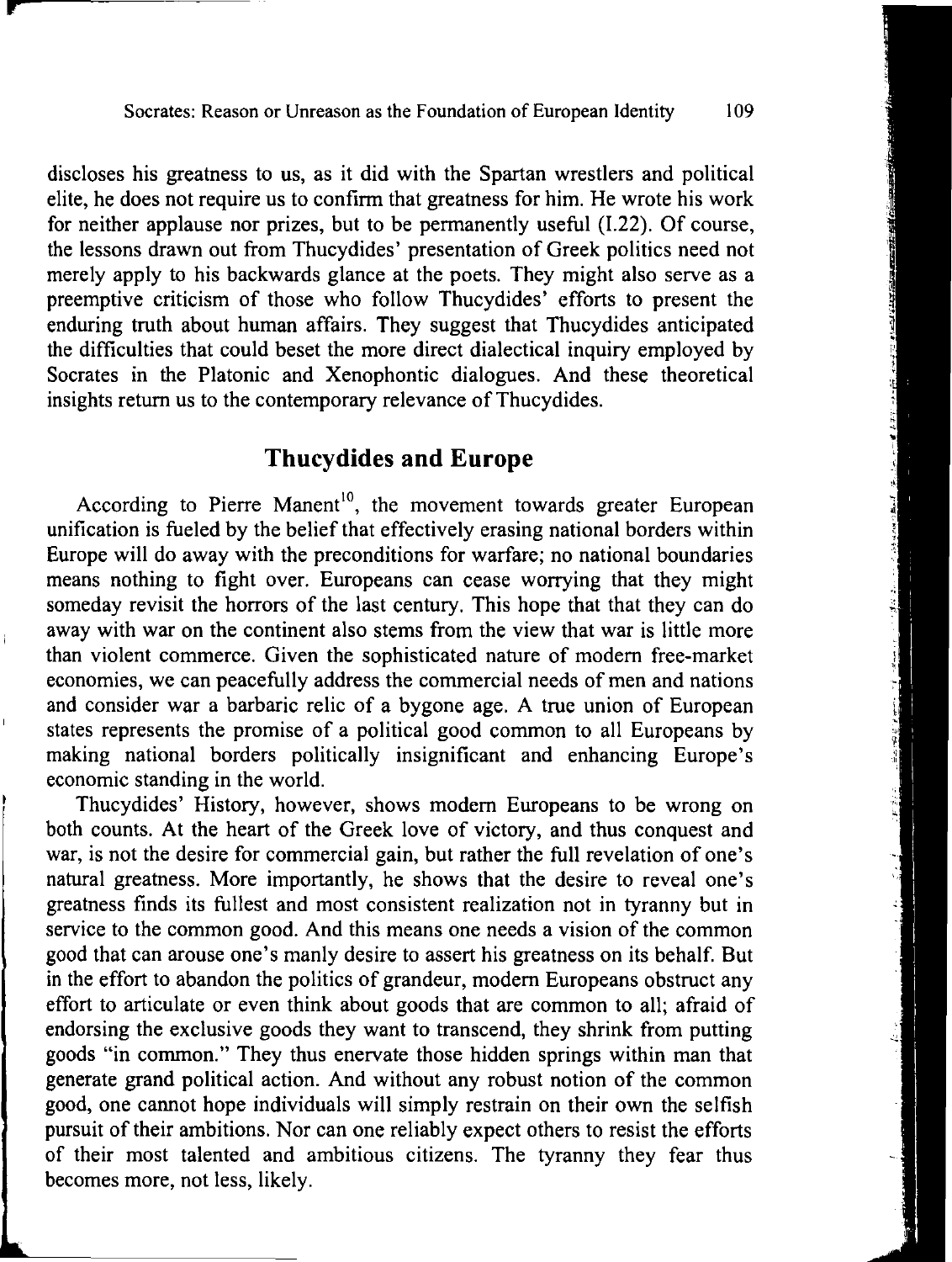discloses his greatness to us, as it did with the Spartan wrestlers and political elite, he does not require us to confirm that greatness for him. He wrote his work for neither applause nor prizes, but to be permanently useful (I.22). Of course, the lessons drawn out from Thucydides' presentation of Greek politics need not merely apply to his backwards glance at the poets. They might also serve as a preemptive criticism of those who follow Thucydides' efforts to present the enduring truth about human affairs. They suggest that Thucydides anticipated the difficulties that could beset the more direct dialectical inquiry employed by Socrates in the Platonic and Xenophontic dialogues. And these theoretical insights return us to the contemporary relevance of Thucydides.

## Thucydides and Europe

According to Pierre Manent[10], the movement towards greater European unification is fueled by the belief that effectively erasing national borders within Europe will do away with the preconditions for warfare; no national boundaries means nothing to fight over. Europeans can cease worrying that they might someday revisit the horrors of the last century. This hope that that they can do away with war on the continent also stems from the view that war is little more than violent commerce. Given the sophisticated nature of modern free-market economies, we can peacefully address the commercial needs of men and nations and consider war a barbaric relic of a bygone age. A true union of European states represents the promise of a political good common to all Europeans by making national borders politically insignificant and enhancing Europe's economic standing in the world.

Thucydides' History, however, shows modern Europeans to be wrong on both counts. At the heart of the Greek love of victory, and thus conquest and war, is not the desire for commercial gain, but rather the full revelation of one's natural greatness. More importantly, he shows that the desire to reveal one's greatness finds its fullest and most consistent realization not in tyranny but in service to the common good. And this means one needs a vision of the common good that can arouse one's manly desire to assert his greatness on its behalf. But in the effort to abandon the politics of grandeur, modern Europeans obstruct any effort to articulate or even think about goods that are common to all; afraid of endorsing the exclusive goods they want to transcend, they shrink from putting goods "in common." They thus enervate those hidden springs within man that generate grand political action. And without any robust notion of the common good, one cannot hope individuals will simply restrain on their own the selfish pursuit of their ambitions. Nor can one reliably expect others to resist the efforts of their most talented and ambitious citizens. The tyranny they fear thus becomes more, not less, likely.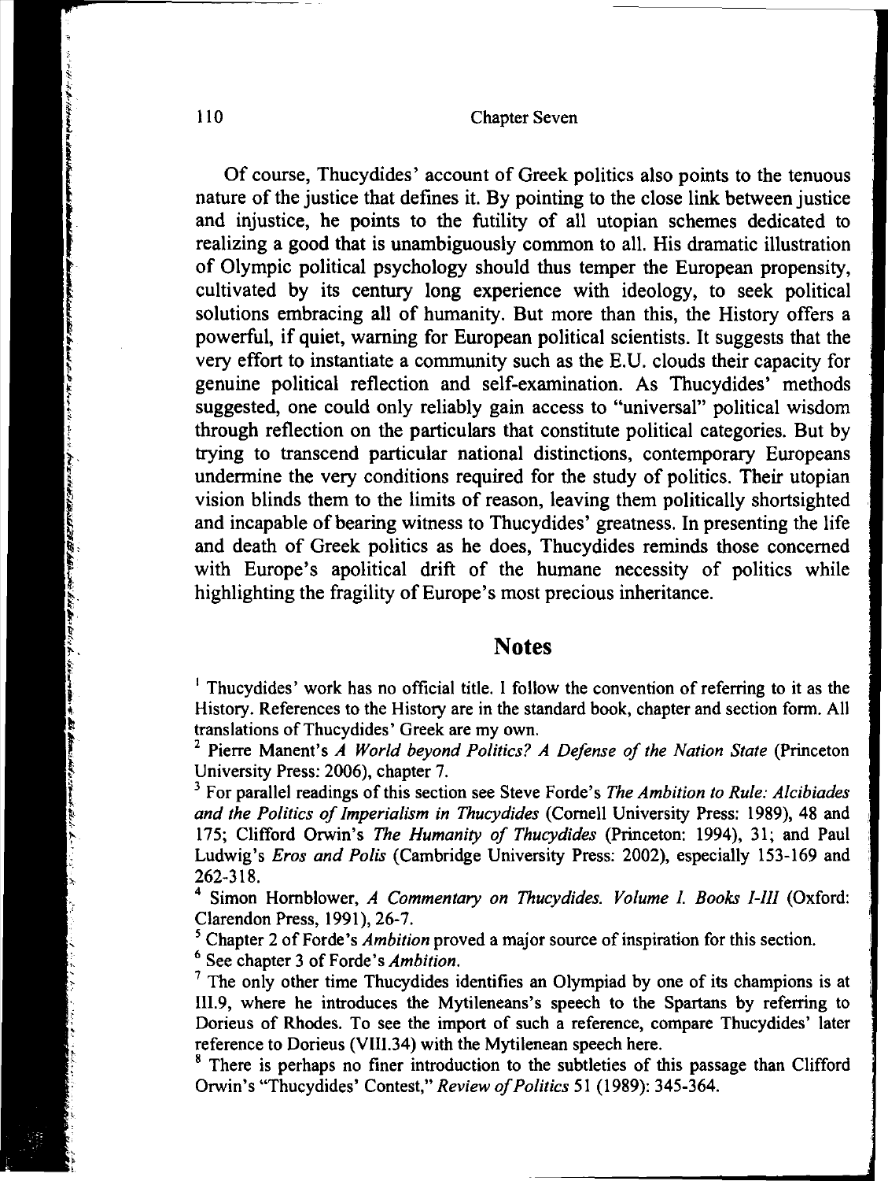Of course, Thucydides' account of Greek politics also points to the tenuous nature of the justice that defines it. By pointing to the close link between justice and injustice, he points to the futility of all utopian schemes dedicated to realizing a good that is unambiguously common to all. His dramatic illustration of Olympic political psychology should thus temper the European propensity, cultivated by its century long experience with ideology, to seek political solutions embracing all of humanity. But more than this, the History offers a powerful, if quiet, warning for European political scientists. It suggests that the very effort to instantiate a community such as the E.U. clouds their capacity for genuine political reflection and self-examination. As Thucydides' methods suggested, one could only reliably gain access to "universal" political wisdom through reflection on the particulars that constitute political categories. But by trying to transcend particular national distinctions, contemporary Europeans undermine the very conditions required for the study of politics. Their utopian vision blinds them to the limits of reason, leaving them politically shortsighted and incapable of bearing witness to Thucydides' greatness. In presenting the life and death of Greek politics as he does, Thucydides reminds those concerned with Europe's apolitical drift of the humane necessity of politics while highlighting the fragility of Europe's most precious inheritance.

## Notes

[1] Thucydides' work has no official title. I follow the convention of referring to it as the History. References to the History are in the standard book, chapter and section form. All translations of Thucydides' Greek are my own.

[2] Pierre Manent's *A World beyond Politics? A Defense of the Nation State* (Princeton University Press: 2006), chapter 7.

[3] For parallel readings of this section see Steve Forde's *The Ambition to Rule: Alcibiades and the Politics of Imperialism in Thucydides* (Cornell University Press: 1989), 48 and 175; Clifford Orwin's *The Humanity of Thucydides* (Princeton: 1994), 31; and Paul Ludwig's *Eros and Polis* (Cambridge University Press: 2002), especially 153-169 and 262-318.

[4] Simon Hornblower, *A Commentary on Thucydides. Volume I. Books I-III* (Oxford: Clarendon Press, 1991), 26-7.

[5] Chapter 2 of Forde's *Ambition* proved a major source of inspiration for this section.

[6] See chapter 3 of Forde's *Ambition*.

[7] The only other time Thucydides identifies an Olympiad by one of its champions is at III.9, where he introduces the Mytileneans's speech to the Spartans by referring to Dorieus of Rhodes. To see the import of such a reference, compare Thucydides' later reference to Dorieus (VIII.34) with the Mytilenean speech here.

[8] There is perhaps no finer introduction to the subtleties of this passage than Clifford Orwin's "Thucydides' Contest," *Review of Politics* 51 (1989): 345-364.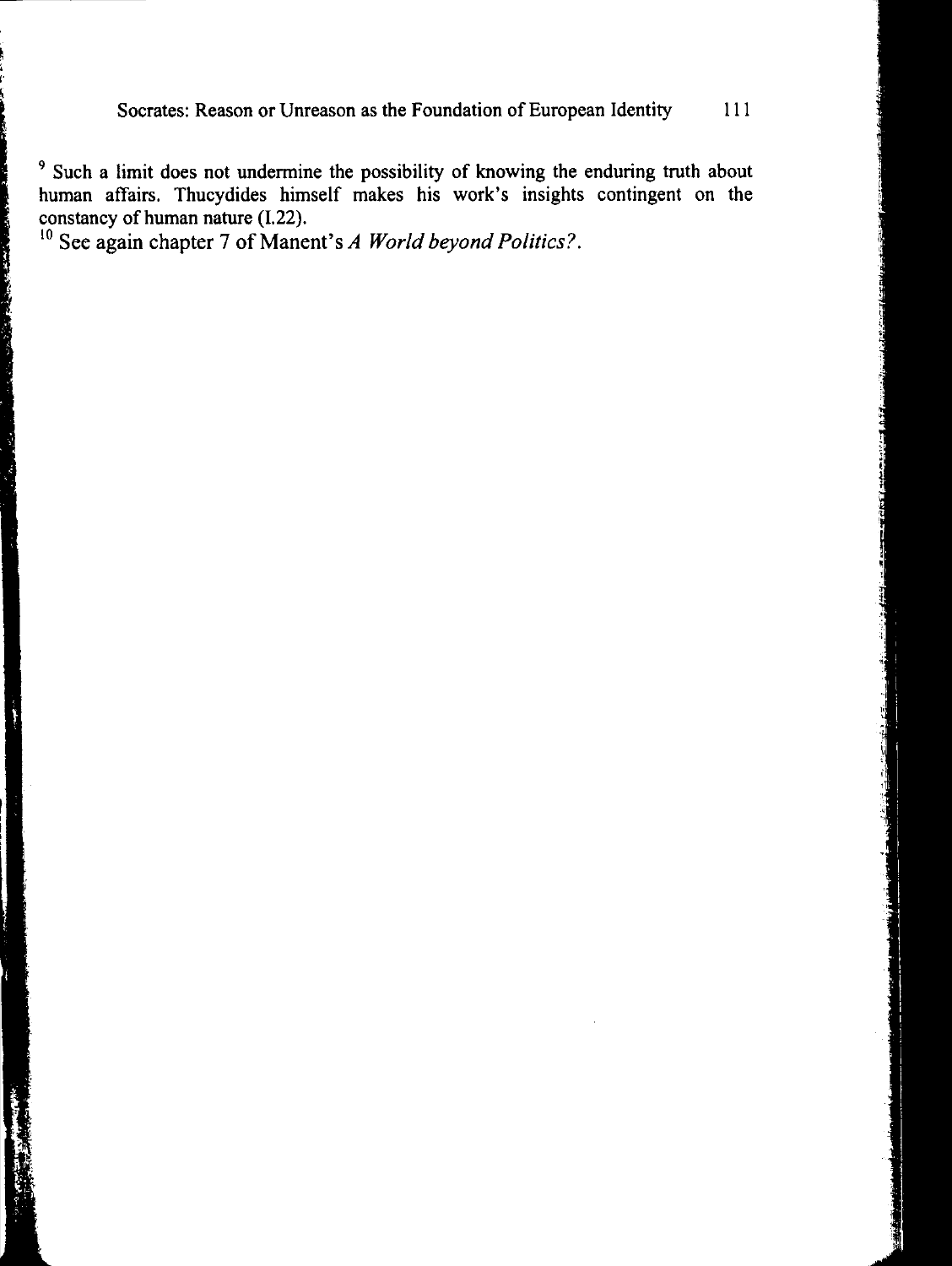[9] Such a limit does not undermine the possibility of knowing the enduring truth about human affairs. Thucydides himself makes his work's insights contingent on the constancy of human nature (I.22).

[10] See again chapter 7 of Manent's *A World beyond Politics?*.